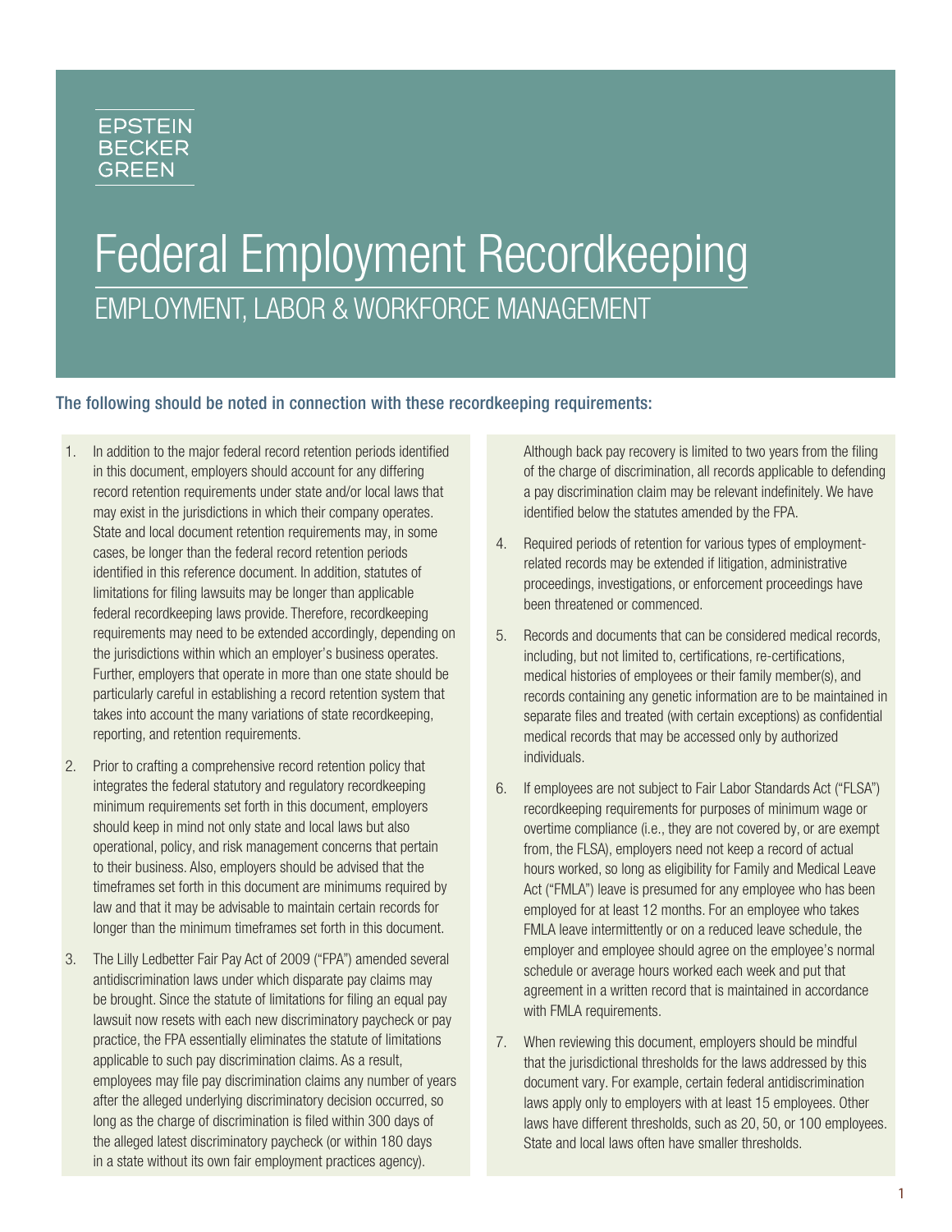EPSTEIN BECKER GREEN

# Federal Employment Recordkeeping

## EMPLOYMENT, LABOR & WORKFORCE MANAGEMENT

### The following should be noted in connection with these recordkeeping requirements:

1. In addition to the major federal record retention periods identified in this document, employers should account for any differing record retention requirements under state and/or local laws that may exist in the jurisdictions in which their company operates. State and local document retention requirements may, in some cases, be longer than the federal record retention periods identified in this reference document. In addition, statutes of limitations for filing lawsuits may be longer than applicable federal recordkeeping laws provide. Therefore, recordkeeping requirements may need to be extended accordingly, depending on the jurisdictions within which an employer's business operates. Further, employers that operate in more than one state should be particularly careful in establishing a record retention system that takes into account the many variations of state recordkeeping, reporting, and retention requirements.

2. Prior to crafting a comprehensive record retention policy that integrates the federal statutory and regulatory recordkeeping minimum requirements set forth in this document, employers should keep in mind not only state and local laws but also operational, policy, and risk management concerns that pertain to their business. Also, employers should be advised that the timeframes set forth in this document are minimums required by law and that it may be advisable to maintain certain records for longer than the minimum timeframes set forth in this document.

3. The Lilly Ledbetter Fair Pay Act of 2009 ("FPA") amended several antidiscrimination laws under which disparate pay claims may be brought. Since the statute of limitations for filing an equal pay lawsuit now resets with each new discriminatory paycheck or pay practice, the FPA essentially eliminates the statute of limitations applicable to such pay discrimination claims. As a result, employees may file pay discrimination claims any number of years after the alleged underlying discriminatory decision occurred, so long as the charge of discrimination is filed within 300 days of the alleged latest discriminatory paycheck (or within 180 days in a state without its own fair employment practices agency).

   Although back pay recovery is limited to two years from the filing of the charge of discrimination, all records applicable to defending a pay discrimination claim may be relevant indefinitely. We have identified below the statutes amended by the FPA.

4. Required periods of retention for various types of employment-related records may be extended if litigation, administrative proceedings, investigations, or enforcement proceedings have been threatened or commenced.

5. Records and documents that can be considered medical records, including, but not limited to, certifications, re-certifications, medical histories of employees or their family member(s), and records containing any genetic information are to be maintained in separate files and treated (with certain exceptions) as confidential medical records that may be accessed only by authorized individuals.

6. If employees are not subject to Fair Labor Standards Act ("FLSA") recordkeeping requirements for purposes of minimum wage or overtime compliance (i.e., they are not covered by, or are exempt from, the FLSA), employers need not keep a record of actual hours worked, so long as eligibility for Family and Medical Leave Act ("FMLA") leave is presumed for any employee who has been employed for at least 12 months. For an employee who takes FMLA leave intermittently or on a reduced leave schedule, the employer and employee should agree on the employee's normal schedule or average hours worked each week and put that agreement in a written record that is maintained in accordance with FMLA requirements.

7. When reviewing this document, employers should be mindful that the jurisdictional thresholds for the laws addressed by this document vary. For example, certain federal antidiscrimination laws apply only to employers with at least 15 employees. Other laws have different thresholds, such as 20, 50, or 100 employees. State and local laws often have smaller thresholds.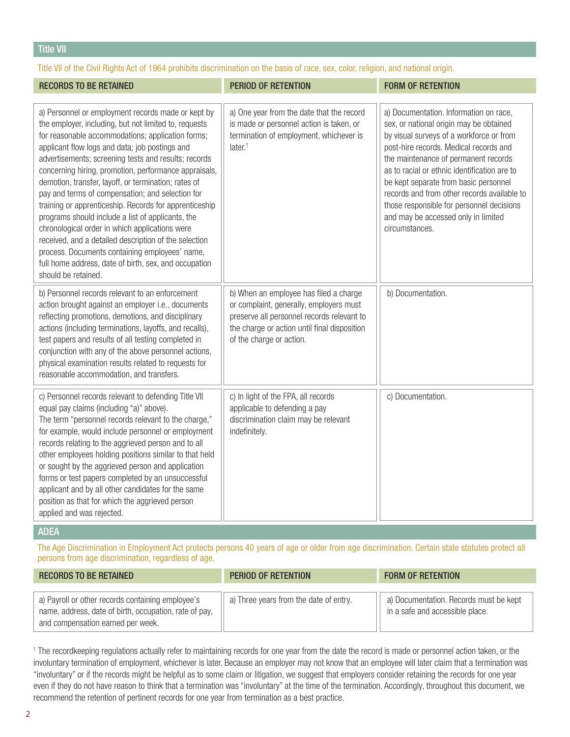## Title VII

Title VII of the Civil Rights Act of 1964 prohibits discrimination on the basis of race, sex, color, religion, and national origin.

| RECORDS TO BE RETAINED | PERIOD OF RETENTION | FORM OF RETENTION |
|---|---|---|
| a) Personnel or employment records made or kept by the employer, including, but not limited to, requests for reasonable accommodations; application forms; applicant flow logs and data; job postings and advertisements; screening tests and results; records concerning hiring, promotion, performance appraisals, demotion, transfer, layoff, or termination; rates of pay and terms of compensation; and selection for training or apprenticeship. Records for apprenticeship programs should include a list of applicants, the chronological order in which applications were received, and a detailed description of the selection process. Documents containing employees' name, full home address, date of birth, sex, and occupation should be retained. | a) One year from the date that the record is made or personnel action is taken, or termination of employment, whichever is later.[1] | a) Documentation. Information on race, sex, or national origin may be obtained by visual surveys of a workforce or from post-hire records. Medical records and the maintenance of permanent records as to racial or ethnic identification are to be kept separate from basic personnel records and from other records available to those responsible for personnel decisions and may be accessed only in limited circumstances. |
| b) Personnel records relevant to an enforcement action brought against an employer i.e., documents reflecting promotions, demotions, and disciplinary actions (including terminations, layoffs, and recalls), test papers and results of all testing completed in conjunction with any of the above personnel actions, physical examination results related to requests for reasonable accommodation, and transfers. | b) When an employee has filed a charge or complaint, generally, employers must preserve all personnel records relevant to the charge or action until final disposition of the charge or action. | b) Documentation. |
| c) Personnel records relevant to defending Title VII equal pay claims (including "a)" above). The term "personnel records relevant to the charge," for example, would include personnel or employment records relating to the aggrieved person and to all other employees holding positions similar to that held or sought by the aggrieved person and application forms or test papers completed by an unsuccessful applicant and by all other candidates for the same position as that for which the aggrieved person applied and was rejected. | c) In light of the FPA, all records applicable to defending a pay discrimination claim may be relevant indefinitely. | c) Documentation. |

## ADEA

The Age Discrimination in Employment Act protects persons 40 years of age or older from age discrimination. Certain state statutes protect all persons from age discrimination, regardless of age.

| RECORDS TO BE RETAINED | PERIOD OF RETENTION | FORM OF RETENTION |
|---|---|---|
| a) Payroll or other records containing employee's name, address, date of birth, occupation, rate of pay, and compensation earned per week. | a) Three years from the date of entry. | a) Documentation. Records must be kept in a safe and accessible place. |

[1] The recordkeeping regulations actually refer to maintaining records for one year from the date the record is made or personnel action taken, or the involuntary termination of employment, whichever is later. Because an employer may not know that an employee will later claim that a termination was "involuntary" or if the records might be helpful as to some claim or litigation, we suggest that employers consider retaining the records for one year even if they do not have reason to think that a termination was "involuntary" at the time of the termination. Accordingly, throughout this document, we recommend the retention of pertinent records for one year from termination as a best practice.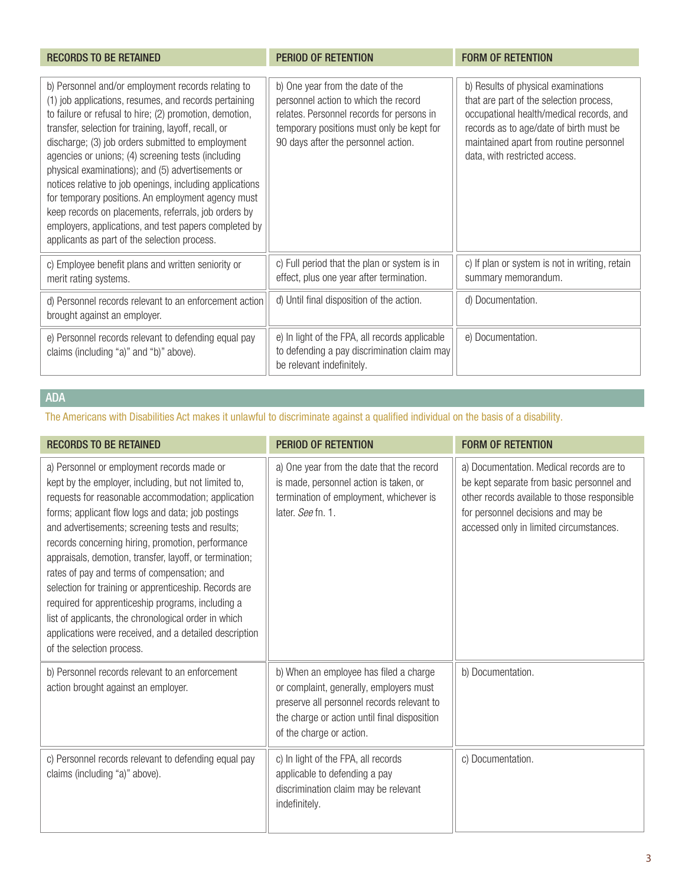| RECORDS TO BE RETAINED | PERIOD OF RETENTION | FORM OF RETENTION |
| --- | --- | --- |
| b) Personnel and/or employment records relating to (1) job applications, resumes, and records pertaining to failure or refusal to hire; (2) promotion, demotion, transfer, selection for training, layoff, recall, or discharge; (3) job orders submitted to employment agencies or unions; (4) screening tests (including physical examinations); and (5) advertisements or notices relative to job openings, including applications for temporary positions. An employment agency must keep records on placements, referrals, job orders by employers, applications, and test papers completed by applicants as part of the selection process. | b) One year from the date of the personnel action to which the record relates. Personnel records for persons in temporary positions must only be kept for 90 days after the personnel action. | b) Results of physical examinations that are part of the selection process, occupational health/medical records, and records as to age/date of birth must be maintained apart from routine personnel data, with restricted access. |
| c) Employee benefit plans and written seniority or merit rating systems. | c) Full period that the plan or system is in effect, plus one year after termination. | c) If plan or system is not in writing, retain summary memorandum. |
| d) Personnel records relevant to an enforcement action brought against an employer. | d) Until final disposition of the action. | d) Documentation. |
| e) Personnel records relevant to defending equal pay claims (including "a)" and "b)" above). | e) In light of the FPA, all records applicable to defending a pay discrimination claim may be relevant indefinitely. | e) Documentation. |

## ADA

The Americans with Disabilities Act makes it unlawful to discriminate against a qualified individual on the basis of a disability.

| RECORDS TO BE RETAINED | PERIOD OF RETENTION | FORM OF RETENTION |
| --- | --- | --- |
| a) Personnel or employment records made or kept by the employer, including, but not limited to, requests for reasonable accommodation; application forms; applicant flow logs and data; job postings and advertisements; screening tests and results; records concerning hiring, promotion, performance appraisals, demotion, transfer, layoff, or termination; rates of pay and terms of compensation; and selection for training or apprenticeship. Records are required for apprenticeship programs, including a list of applicants, the chronological order in which applications were received, and a detailed description of the selection process. | a) One year from the date that the record is made, personnel action is taken, or termination of employment, whichever is later. *See* fn. 1. | a) Documentation. Medical records are to be kept separate from basic personnel and other records available to those responsible for personnel decisions and may be accessed only in limited circumstances. |
| b) Personnel records relevant to an enforcement action brought against an employer. | b) When an employee has filed a charge or complaint, generally, employers must preserve all personnel records relevant to the charge or action until final disposition of the charge or action. | b) Documentation. |
| c) Personnel records relevant to defending equal pay claims (including "a)" above). | c) In light of the FPA, all records applicable to defending a pay discrimination claim may be relevant indefinitely. | c) Documentation. |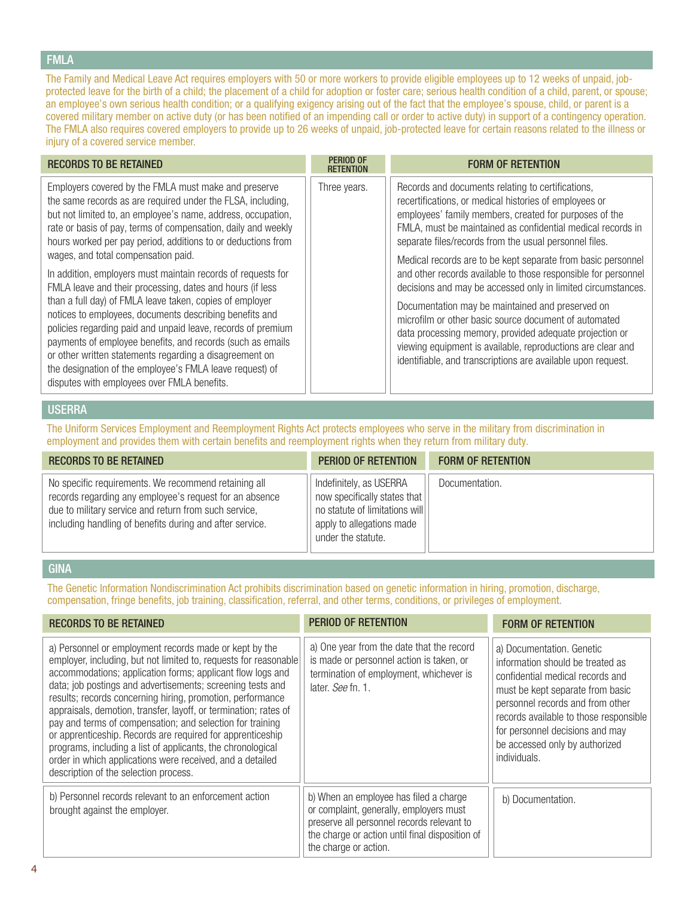## FMLA

The Family and Medical Leave Act requires employers with 50 or more workers to provide eligible employees up to 12 weeks of unpaid, job-protected leave for the birth of a child; the placement of a child for adoption or foster care; serious health condition of a child, parent, or spouse; an employee's own serious health condition; or a qualifying exigency arising out of the fact that the employee's spouse, child, or parent is a covered military member on active duty (or has been notified of an impending call or order to active duty) in support of a contingency operation. The FMLA also requires covered employers to provide up to 26 weeks of unpaid, job-protected leave for certain reasons related to the illness or injury of a covered service member.

| RECORDS TO BE RETAINED | PERIOD OF RETENTION | FORM OF RETENTION |
|---|---|---|
| Employers covered by the FMLA must make and preserve the same records as are required under the FLSA, including, but not limited to, an employee's name, address, occupation, rate or basis of pay, terms of compensation, daily and weekly hours worked per pay period, additions to or deductions from wages, and total compensation paid.<br><br>In addition, employers must maintain records of requests for FMLA leave and their processing, dates and hours (if less than a full day) of FMLA leave taken, copies of employer notices to employees, documents describing benefits and policies regarding paid and unpaid leave, records of premium payments of employee benefits, and records (such as emails or other written statements regarding a disagreement on the designation of the employee's FMLA leave request) of disputes with employees over FMLA benefits. | Three years. | Records and documents relating to certifications, recertifications, or medical histories of employees or employees' family members, created for purposes of the FMLA, must be maintained as confidential medical records in separate files/records from the usual personnel files.<br><br>Medical records are to be kept separate from basic personnel and other records available to those responsible for personnel decisions and may be accessed only in limited circumstances.<br><br>Documentation may be maintained and preserved on microfilm or other basic source document of automated data processing memory, provided adequate projection or viewing equipment is available, reproductions are clear and identifiable, and transcriptions are available upon request. |

## USERRA

The Uniform Services Employment and Reemployment Rights Act protects employees who serve in the military from discrimination in employment and provides them with certain benefits and reemployment rights when they return from military duty.

| RECORDS TO BE RETAINED | PERIOD OF RETENTION | FORM OF RETENTION |
|---|---|---|
| No specific requirements. We recommend retaining all records regarding any employee's request for an absence due to military service and return from such service, including handling of benefits during and after service. | Indefinitely, as USERRA now specifically states that no statute of limitations will apply to allegations made under the statute. | Documentation. |

## GINA

The Genetic Information Nondiscrimination Act prohibits discrimination based on genetic information in hiring, promotion, discharge, compensation, fringe benefits, job training, classification, referral, and other terms, conditions, or privileges of employment.

| RECORDS TO BE RETAINED | PERIOD OF RETENTION | FORM OF RETENTION |
|---|---|---|
| a) Personnel or employment records made or kept by the employer, including, but not limited to, requests for reasonable accommodations; application forms; applicant flow logs and data; job postings and advertisements; screening tests and results; records concerning hiring, promotion, performance appraisals, demotion, transfer, layoff, or termination; rates of pay and terms of compensation; and selection for training or apprenticeship. Records are required for apprenticeship programs, including a list of applicants, the chronological order in which applications were received, and a detailed description of the selection process. | a) One year from the date that the record is made or personnel action is taken, or termination of employment, whichever is later. *See* fn. 1. | a) Documentation. Genetic information should be treated as confidential medical records and must be kept separate from basic personnel records and from other records available to those responsible for personnel decisions and may be accessed only by authorized individuals. |
| b) Personnel records relevant to an enforcement action brought against the employer. | b) When an employee has filed a charge or complaint, generally, employers must preserve all personnel records relevant to the charge or action until final disposition of the charge or action. | b) Documentation. |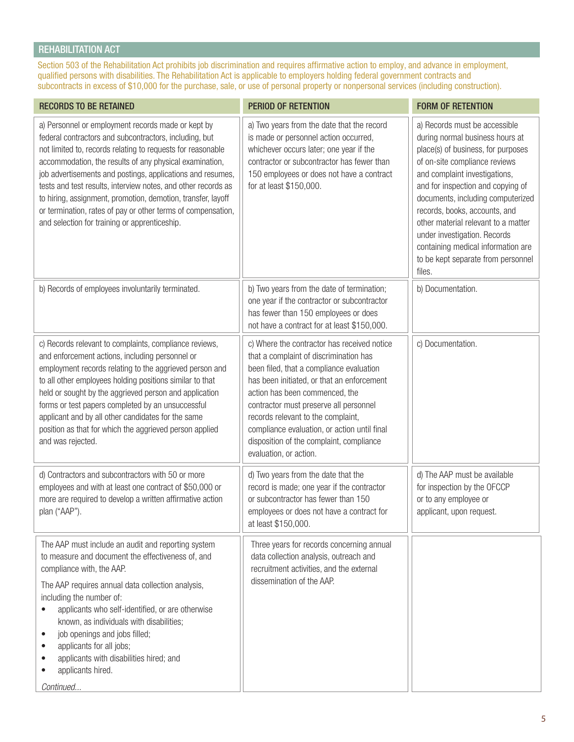## REHABILITATION ACT

Section 503 of the Rehabilitation Act prohibits job discrimination and requires affirmative action to employ, and advance in employment, qualified persons with disabilities. The Rehabilitation Act is applicable to employers holding federal government contracts and subcontracts in excess of $10,000 for the purchase, sale, or use of personal property or nonpersonal services (including construction).

| RECORDS TO BE RETAINED | PERIOD OF RETENTION | FORM OF RETENTION |
|---|---|---|
| a) Personnel or employment records made or kept by federal contractors and subcontractors, including, but not limited to, records relating to requests for reasonable accommodation, the results of any physical examination, job advertisements and postings, applications and resumes, tests and test results, interview notes, and other records as to hiring, assignment, promotion, demotion, transfer, layoff or termination, rates of pay or other terms of compensation, and selection for training or apprenticeship. | a) Two years from the date that the record is made or personnel action occurred, whichever occurs later; one year if the contractor or subcontractor has fewer than 150 employees or does not have a contract for at least $150,000. | a) Records must be accessible during normal business hours at place(s) of business, for purposes of on-site compliance reviews and complaint investigations, and for inspection and copying of documents, including computerized records, books, accounts, and other material relevant to a matter under investigation. Records containing medical information are to be kept separate from personnel files. |
| b) Records of employees involuntarily terminated. | b) Two years from the date of termination; one year if the contractor or subcontractor has fewer than 150 employees or does not have a contract for at least $150,000. | b) Documentation. |
| c) Records relevant to complaints, compliance reviews, and enforcement actions, including personnel or employment records relating to the aggrieved person and to all other employees holding positions similar to that held or sought by the aggrieved person and application forms or test papers completed by an unsuccessful applicant and by all other candidates for the same position as that for which the aggrieved person applied and was rejected. | c) Where the contractor has received notice that a complaint of discrimination has been filed, that a compliance evaluation has been initiated, or that an enforcement action has been commenced, the contractor must preserve all personnel records relevant to the complaint, compliance evaluation, or action until final disposition of the complaint, compliance evaluation, or action. | c) Documentation. |
| d) Contractors and subcontractors with 50 or more employees and with at least one contract of $50,000 or more are required to develop a written affirmative action plan ("AAP"). | d) Two years from the date that the record is made; one year if the contractor or subcontractor has fewer than 150 employees or does not have a contract for at least $150,000. | d) The AAP must be available for inspection by the OFCCP or to any employee or applicant, upon request. |
| The AAP must include an audit and reporting system to measure and document the effectiveness of, and compliance with, the AAP.<br><br>The AAP requires annual data collection analysis, including the number of:<br>• applicants who self-identified, or are otherwise known, as individuals with disabilities;<br>• job openings and jobs filled;<br>• applicants for all jobs;<br>• applicants with disabilities hired; and<br>• applicants hired.<br><br>*Continued...* | Three years for records concerning annual data collection analysis, outreach and recruitment activities, and the external dissemination of the AAP. | |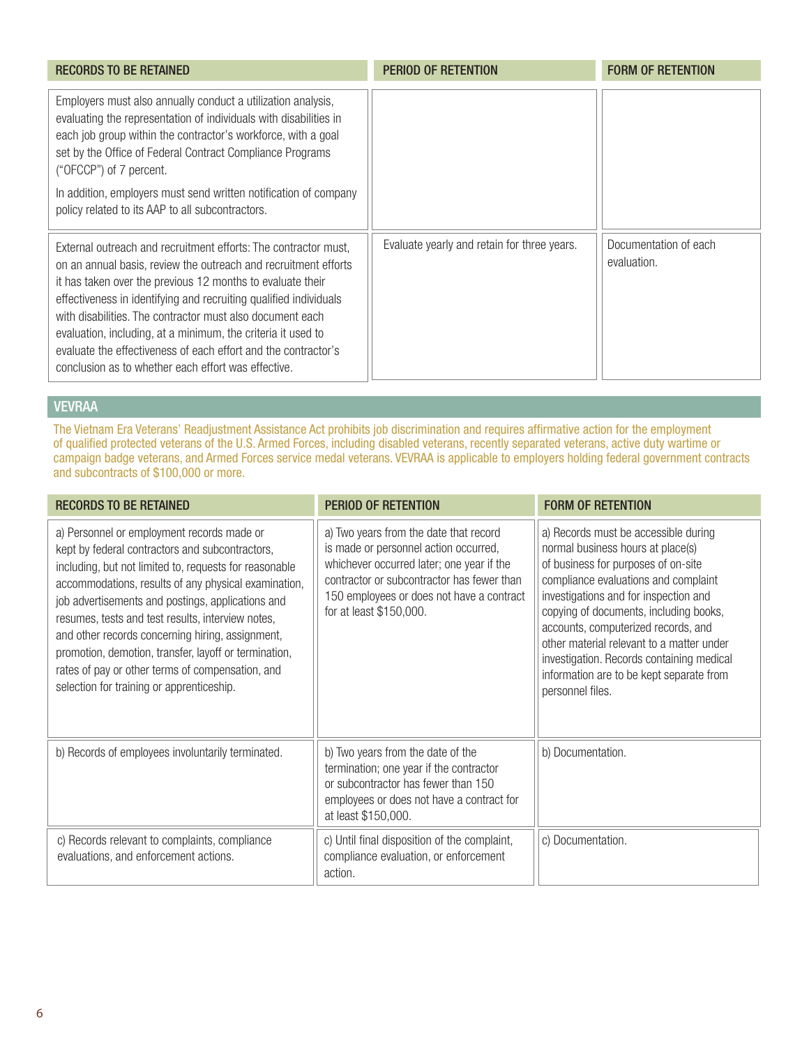| RECORDS TO BE RETAINED | PERIOD OF RETENTION | FORM OF RETENTION |
|---|---|---|
| Employers must also annually conduct a utilization analysis, evaluating the representation of individuals with disabilities in each job group within the contractor's workforce, with a goal set by the Office of Federal Contract Compliance Programs ("OFCCP") of 7 percent. <br><br> In addition, employers must send written notification of company policy related to its AAP to all subcontractors. | | |
| External outreach and recruitment efforts: The contractor must, on an annual basis, review the outreach and recruitment efforts it has taken over the previous 12 months to evaluate their effectiveness in identifying and recruiting qualified individuals with disabilities. The contractor must also document each evaluation, including, at a minimum, the criteria it used to evaluate the effectiveness of each effort and the contractor's conclusion as to whether each effort was effective. | Evaluate yearly and retain for three years. | Documentation of each evaluation. |

## VEVRAA

The Vietnam Era Veterans' Readjustment Assistance Act prohibits job discrimination and requires affirmative action for the employment of qualified protected veterans of the U.S. Armed Forces, including disabled veterans, recently separated veterans, active duty wartime or campaign badge veterans, and Armed Forces service medal veterans. VEVRAA is applicable to employers holding federal government contracts and subcontracts of $100,000 or more.

| RECORDS TO BE RETAINED | PERIOD OF RETENTION | FORM OF RETENTION |
|---|---|---|
| a) Personnel or employment records made or kept by federal contractors and subcontractors, including, but not limited to, requests for reasonable accommodations, results of any physical examination, job advertisements and postings, applications and resumes, tests and test results, interview notes, and other records concerning hiring, assignment, promotion, demotion, transfer, layoff or termination, rates of pay or other terms of compensation, and selection for training or apprenticeship. | a) Two years from the date that record is made or personnel action occurred, whichever occurred later; one year if the contractor or subcontractor has fewer than 150 employees or does not have a contract for at least $150,000. | a) Records must be accessible during normal business hours at place(s) of business for purposes of on-site compliance evaluations and complaint investigations and for inspection and copying of documents, including books, accounts, computerized records, and other material relevant to a matter under investigation. Records containing medical information are to be kept separate from personnel files. |
| b) Records of employees involuntarily terminated. | b) Two years from the date of the termination; one year if the contractor or subcontractor has fewer than 150 employees or does not have a contract for at least $150,000. | b) Documentation. |
| c) Records relevant to complaints, compliance evaluations, and enforcement actions. | c) Until final disposition of the complaint, compliance evaluation, or enforcement action. | c) Documentation. |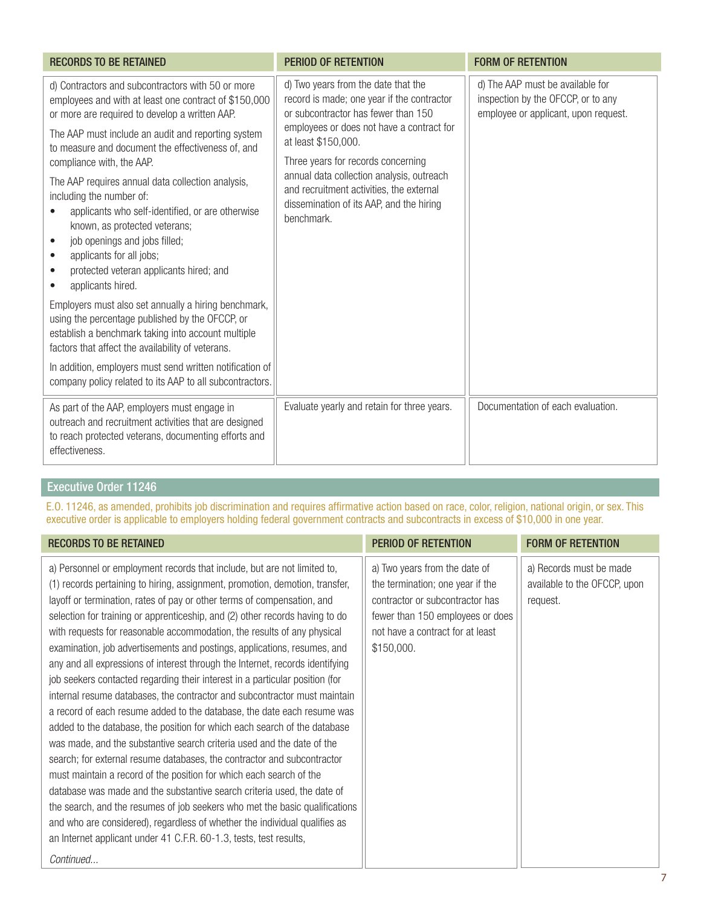| RECORDS TO BE RETAINED | PERIOD OF RETENTION | FORM OF RETENTION |
|---|---|---|
| d) Contractors and subcontractors with 50 or more employees and with at least one contract of $150,000 or more are required to develop a written AAP.<br><br>The AAP must include an audit and reporting system to measure and document the effectiveness of, and compliance with, the AAP.<br><br>The AAP requires annual data collection analysis, including the number of:<br>• applicants who self-identified, or are otherwise known, as protected veterans;<br>• job openings and jobs filled;<br>• applicants for all jobs;<br>• protected veteran applicants hired; and<br>• applicants hired.<br><br>Employers must also set annually a hiring benchmark, using the percentage published by the OFCCP, or establish a benchmark taking into account multiple factors that affect the availability of veterans.<br><br>In addition, employers must send written notification of company policy related to its AAP to all subcontractors. | d) Two years from the date that the record is made; one year if the contractor or subcontractor has fewer than 150 employees or does not have a contract for at least $150,000.<br><br>Three years for records concerning annual data collection analysis, outreach and recruitment activities, the external dissemination of its AAP, and the hiring benchmark. | d) The AAP must be available for inspection by the OFCCP, or to any employee or applicant, upon request. |
| As part of the AAP, employers must engage in outreach and recruitment activities that are designed to reach protected veterans, documenting efforts and effectiveness. | Evaluate yearly and retain for three years. | Documentation of each evaluation. |

## Executive Order 11246

E.O. 11246, as amended, prohibits job discrimination and requires affirmative action based on race, color, religion, national origin, or sex. This executive order is applicable to employers holding federal government contracts and subcontracts in excess of $10,000 in one year.

| RECORDS TO BE RETAINED | PERIOD OF RETENTION | FORM OF RETENTION |
|---|---|---|
| a) Personnel or employment records that include, but are not limited to, (1) records pertaining to hiring, assignment, promotion, demotion, transfer, layoff or termination, rates of pay or other terms of compensation, and selection for training or apprenticeship, and (2) other records having to do with requests for reasonable accommodation, the results of any physical examination, job advertisements and postings, applications, resumes, and any and all expressions of interest through the Internet, records identifying job seekers contacted regarding their interest in a particular position (for internal resume databases, the contractor and subcontractor must maintain a record of each resume added to the database, the date each resume was added to the database, the position for which each search of the database was made, and the substantive search criteria used and the date of the search; for external resume databases, the contractor and subcontractor must maintain a record of the position for which each search of the database was made and the substantive search criteria used, the date of the search, and the resumes of job seekers who met the basic qualifications and who are considered), regardless of whether the individual qualifies as an Internet applicant under 41 C.F.R. 60-1.3, tests, test results,<br><br>*Continued...* | a) Two years from the date of the termination; one year if the contractor or subcontractor has fewer than 150 employees or does not have a contract for at least $150,000. | a) Records must be made available to the OFCCP, upon request. |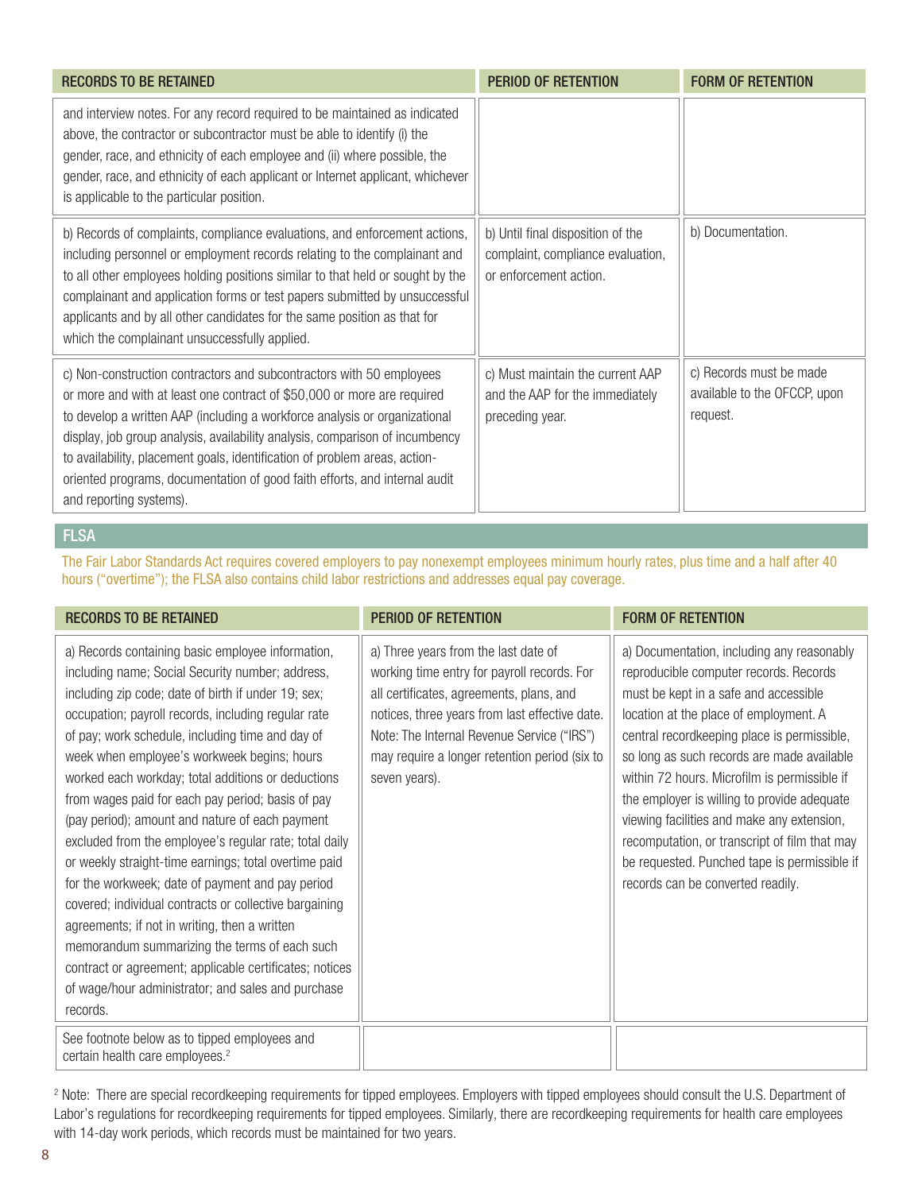| RECORDS TO BE RETAINED | PERIOD OF RETENTION | FORM OF RETENTION |
|---|---|---|
| and interview notes. For any record required to be maintained as indicated above, the contractor or subcontractor must be able to identify (i) the gender, race, and ethnicity of each employee and (ii) where possible, the gender, race, and ethnicity of each applicant or Internet applicant, whichever is applicable to the particular position. | | |
| b) Records of complaints, compliance evaluations, and enforcement actions, including personnel or employment records relating to the complainant and to all other employees holding positions similar to that held or sought by the complainant and application forms or test papers submitted by unsuccessful applicants and by all other candidates for the same position as that for which the complainant unsuccessfully applied. | b) Until final disposition of the complaint, compliance evaluation, or enforcement action. | b) Documentation. |
| c) Non-construction contractors and subcontractors with 50 employees or more and with at least one contract of $50,000 or more are required to develop a written AAP (including a workforce analysis or organizational display, job group analysis, availability analysis, comparison of incumbency to availability, placement goals, identification of problem areas, action-oriented programs, documentation of good faith efforts, and internal audit and reporting systems). | c) Must maintain the current AAP and the AAP for the immediately preceding year. | c) Records must be made available to the OFCCP, upon request. |

## FLSA

The Fair Labor Standards Act requires covered employers to pay nonexempt employees minimum hourly rates, plus time and a half after 40 hours ("overtime"); the FLSA also contains child labor restrictions and addresses equal pay coverage.

| RECORDS TO BE RETAINED | PERIOD OF RETENTION | FORM OF RETENTION |
|---|---|---|
| a) Records containing basic employee information, including name; Social Security number; address, including zip code; date of birth if under 19; sex; occupation; payroll records, including regular rate of pay; work schedule, including time and day of week when employee's workweek begins; hours worked each workday; total additions or deductions from wages paid for each pay period; basis of pay (pay period); amount and nature of each payment excluded from the employee's regular rate; total daily or weekly straight-time earnings; total overtime paid for the workweek; date of payment and pay period covered; individual contracts or collective bargaining agreements; if not in writing, then a written memorandum summarizing the terms of each such contract or agreement; applicable certificates; notices of wage/hour administrator; and sales and purchase records. | a) Three years from the last date of working time entry for payroll records. For all certificates, agreements, plans, and notices, three years from last effective date. Note: The Internal Revenue Service ("IRS") may require a longer retention period (six to seven years). | a) Documentation, including any reasonably reproducible computer records. Records must be kept in a safe and accessible location at the place of employment. A central recordkeeping place is permissible, so long as such records are made available within 72 hours. Microfilm is permissible if the employer is willing to provide adequate viewing facilities and make any extension, recomputation, or transcript of film that may be requested. Punched tape is permissible if records can be converted readily. |
| See footnote below as to tipped employees and certain health care employees.[2] | | |

[2] Note: There are special recordkeeping requirements for tipped employees. Employers with tipped employees should consult the U.S. Department of Labor's regulations for recordkeeping requirements for tipped employees. Similarly, there are recordkeeping requirements for health care employees with 14-day work periods, which records must be maintained for two years.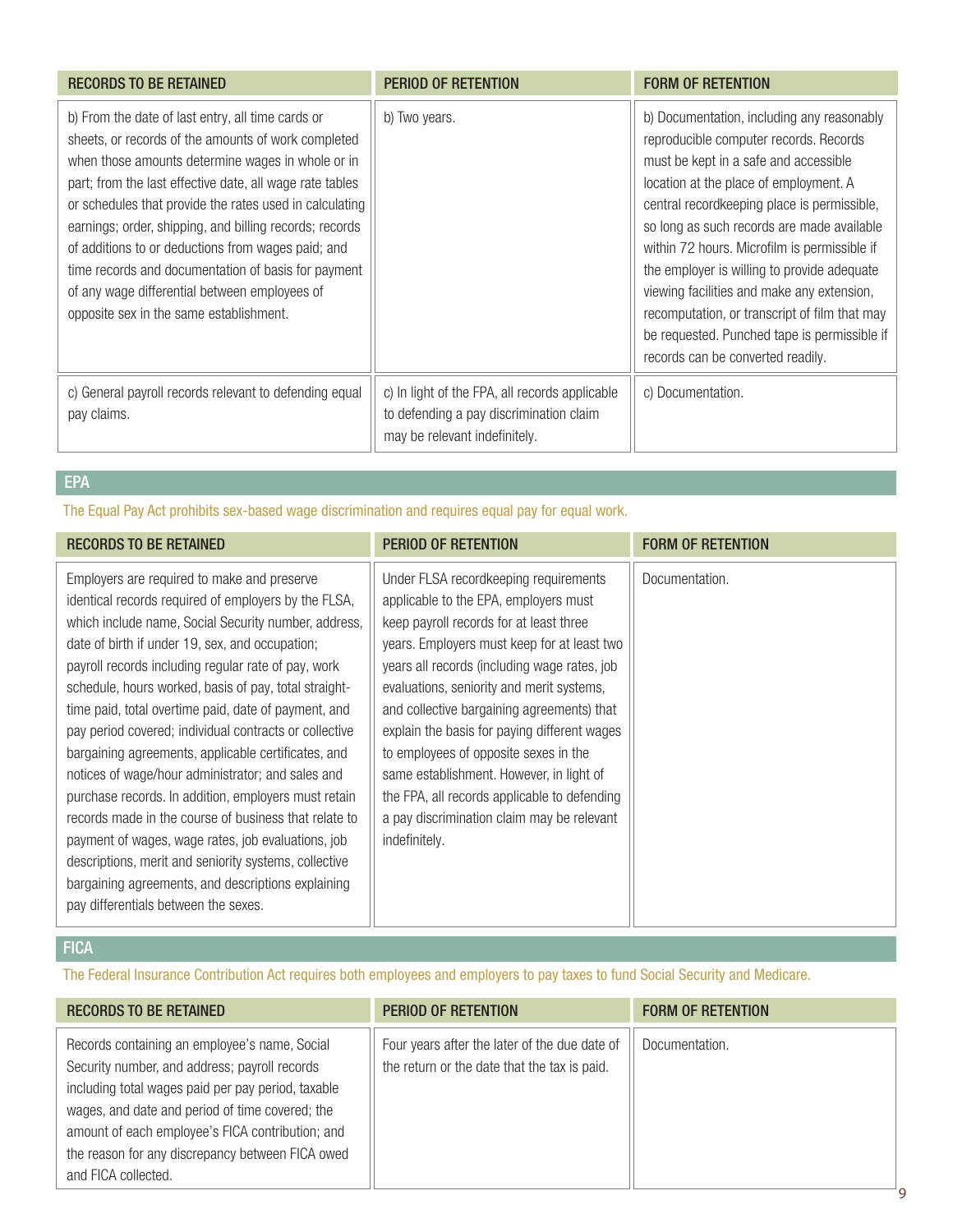| RECORDS TO BE RETAINED | PERIOD OF RETENTION | FORM OF RETENTION |
|---|---|---|
| b) From the date of last entry, all time cards or sheets, or records of the amounts of work completed when those amounts determine wages in whole or in part; from the last effective date, all wage rate tables or schedules that provide the rates used in calculating earnings; order, shipping, and billing records; records of additions to or deductions from wages paid; and time records and documentation of basis for payment of any wage differential between employees of opposite sex in the same establishment. | b) Two years. | b) Documentation, including any reasonably reproducible computer records. Records must be kept in a safe and accessible location at the place of employment. A central recordkeeping place is permissible, so long as such records are made available within 72 hours. Microfilm is permissible if the employer is willing to provide adequate viewing facilities and make any extension, recomputation, or transcript of film that may be requested. Punched tape is permissible if records can be converted readily. |
| c) General payroll records relevant to defending equal pay claims. | c) In light of the FPA, all records applicable to defending a pay discrimination claim may be relevant indefinitely. | c) Documentation. |

## EPA

The Equal Pay Act prohibits sex-based wage discrimination and requires equal pay for equal work.

| RECORDS TO BE RETAINED | PERIOD OF RETENTION | FORM OF RETENTION |
|---|---|---|
| Employers are required to make and preserve identical records required of employers by the FLSA, which include name, Social Security number, address, date of birth if under 19, sex, and occupation; payroll records including regular rate of pay, work schedule, hours worked, basis of pay, total straight-time paid, total overtime paid, date of payment, and pay period covered; individual contracts or collective bargaining agreements, applicable certificates, and notices of wage/hour administrator; and sales and purchase records. In addition, employers must retain records made in the course of business that relate to payment of wages, wage rates, job evaluations, job descriptions, merit and seniority systems, collective bargaining agreements, and descriptions explaining pay differentials between the sexes. | Under FLSA recordkeeping requirements applicable to the EPA, employers must keep payroll records for at least three years. Employers must keep for at least two years all records (including wage rates, job evaluations, seniority and merit systems, and collective bargaining agreements) that explain the basis for paying different wages to employees of opposite sexes in the same establishment. However, in light of the FPA, all records applicable to defending a pay discrimination claim may be relevant indefinitely. | Documentation. |

## FICA

The Federal Insurance Contribution Act requires both employees and employers to pay taxes to fund Social Security and Medicare.

| RECORDS TO BE RETAINED | PERIOD OF RETENTION | FORM OF RETENTION |
|---|---|---|
| Records containing an employee's name, Social Security number, and address; payroll records including total wages paid per pay period, taxable wages, and date and period of time covered; the amount of each employee's FICA contribution; and the reason for any discrepancy between FICA owed and FICA collected. | Four years after the later of the due date of the return or the date that the tax is paid. | Documentation. |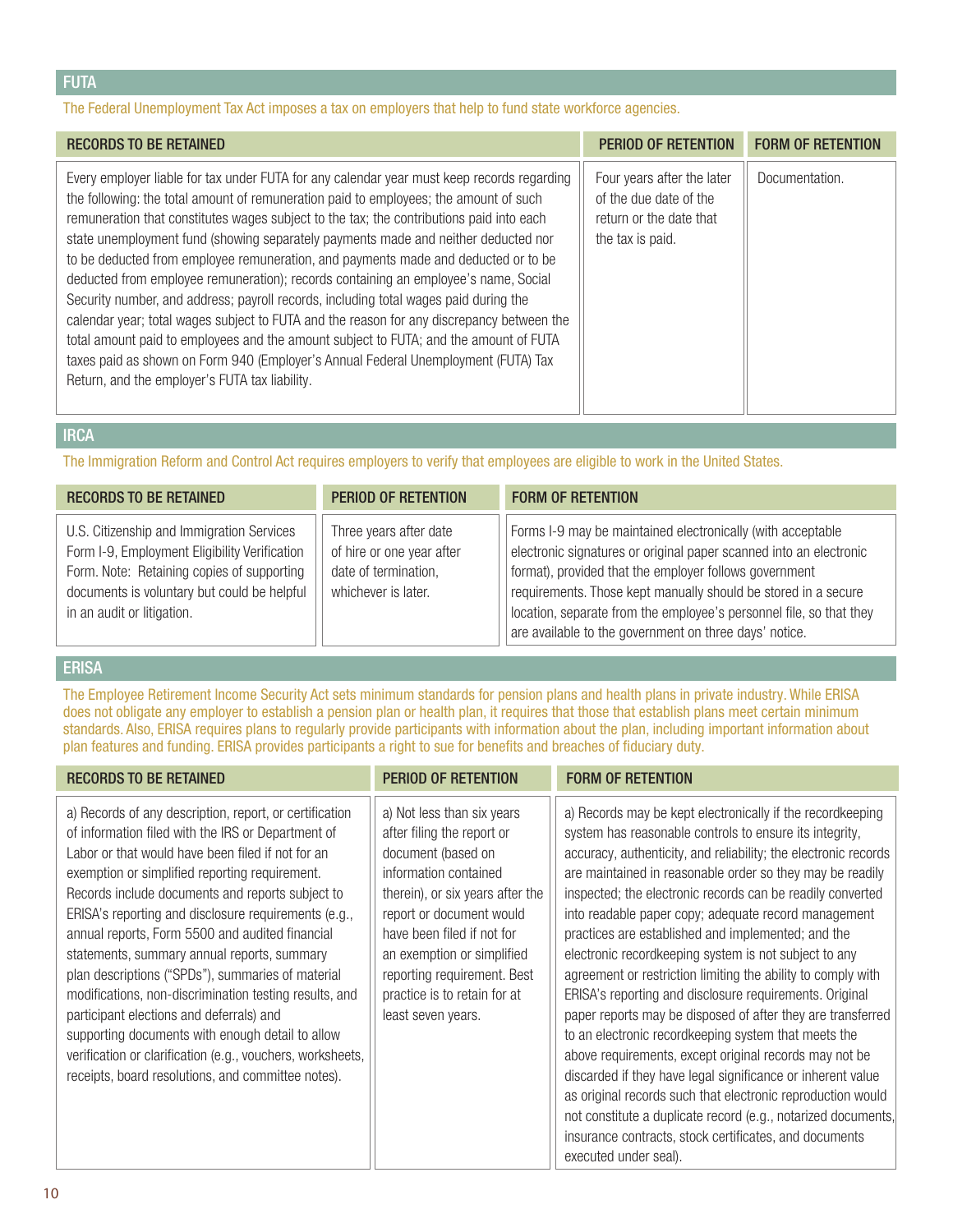## FUTA

The Federal Unemployment Tax Act imposes a tax on employers that help to fund state workforce agencies.

| RECORDS TO BE RETAINED | PERIOD OF RETENTION | FORM OF RETENTION |
|---|---|---|
| Every employer liable for tax under FUTA for any calendar year must keep records regarding the following: the total amount of remuneration paid to employees; the amount of such remuneration that constitutes wages subject to the tax; the contributions paid into each state unemployment fund (showing separately payments made and neither deducted nor to be deducted from employee remuneration, and payments made and deducted or to be deducted from employee remuneration); records containing an employee's name, Social Security number, and address; payroll records, including total wages paid during the calendar year; total wages subject to FUTA and the reason for any discrepancy between the total amount paid to employees and the amount subject to FUTA; and the amount of FUTA taxes paid as shown on Form 940 (Employer's Annual Federal Unemployment (FUTA) Tax Return, and the employer's FUTA tax liability. | Four years after the later of the due date of the return or the date that the tax is paid. | Documentation. |

## IRCA

The Immigration Reform and Control Act requires employers to verify that employees are eligible to work in the United States.

| RECORDS TO BE RETAINED | PERIOD OF RETENTION | FORM OF RETENTION |
|---|---|---|
| U.S. Citizenship and Immigration Services Form I-9, Employment Eligibility Verification Form. Note: Retaining copies of supporting documents is voluntary but could be helpful in an audit or litigation. | Three years after date of hire or one year after date of termination, whichever is later. | Forms I-9 may be maintained electronically (with acceptable electronic signatures or original paper scanned into an electronic format), provided that the employer follows government requirements. Those kept manually should be stored in a secure location, separate from the employee's personnel file, so that they are available to the government on three days' notice. |

## ERISA

The Employee Retirement Income Security Act sets minimum standards for pension plans and health plans in private industry. While ERISA does not obligate any employer to establish a pension plan or health plan, it requires that those that establish plans meet certain minimum standards. Also, ERISA requires plans to regularly provide participants with information about the plan, including important information about plan features and funding. ERISA provides participants a right to sue for benefits and breaches of fiduciary duty.

| RECORDS TO BE RETAINED | PERIOD OF RETENTION | FORM OF RETENTION |
|---|---|---|
| a) Records of any description, report, or certification of information filed with the IRS or Department of Labor or that would have been filed if not for an exemption or simplified reporting requirement. Records include documents and reports subject to ERISA's reporting and disclosure requirements (e.g., annual reports, Form 5500 and audited financial statements, summary annual reports, summary plan descriptions ("SPDs"), summaries of material modifications, non-discrimination testing results, and participant elections and deferrals) and supporting documents with enough detail to allow verification or clarification (e.g., vouchers, worksheets, receipts, board resolutions, and committee notes). | a) Not less than six years after filing the report or document (based on information contained therein), or six years after the report or document would have been filed if not for an exemption or simplified reporting requirement. Best practice is to retain for at least seven years. | a) Records may be kept electronically if the recordkeeping system has reasonable controls to ensure its integrity, accuracy, authenticity, and reliability; the electronic records are maintained in reasonable order so they may be readily inspected; the electronic records can be readily converted into readable paper copy; adequate record management practices are established and implemented; and the electronic recordkeeping system is not subject to any agreement or restriction limiting the ability to comply with ERISA's reporting and disclosure requirements. Original paper reports may be disposed of after they are transferred to an electronic recordkeeping system that meets the above requirements, except original records may not be discarded if they have legal significance or inherent value as original records such that electronic reproduction would not constitute a duplicate record (e.g., notarized documents, insurance contracts, stock certificates, and documents executed under seal). |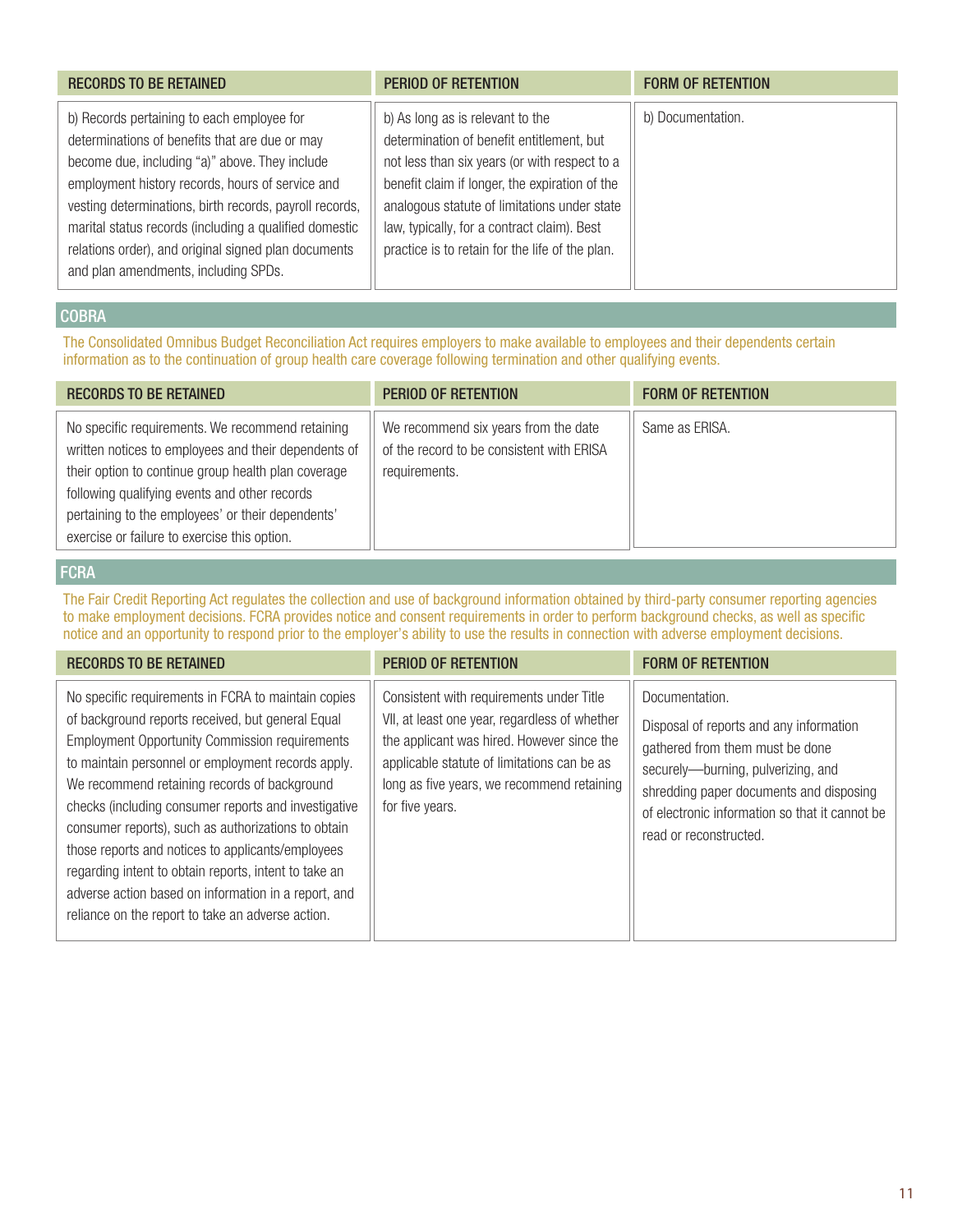| RECORDS TO BE RETAINED | PERIOD OF RETENTION | FORM OF RETENTION |
|---|---|---|
| b) Records pertaining to each employee for determinations of benefits that are due or may become due, including "a)" above. They include employment history records, hours of service and vesting determinations, birth records, payroll records, marital status records (including a qualified domestic relations order), and original signed plan documents and plan amendments, including SPDs. | b) As long as is relevant to the determination of benefit entitlement, but not less than six years (or with respect to a benefit claim if longer, the expiration of the analogous statute of limitations under state law, typically, for a contract claim). Best practice is to retain for the life of the plan. | b) Documentation. |

## COBRA

The Consolidated Omnibus Budget Reconciliation Act requires employers to make available to employees and their dependents certain information as to the continuation of group health care coverage following termination and other qualifying events.

| RECORDS TO BE RETAINED | PERIOD OF RETENTION | FORM OF RETENTION |
|---|---|---|
| No specific requirements. We recommend retaining written notices to employees and their dependents of their option to continue group health plan coverage following qualifying events and other records pertaining to the employees' or their dependents' exercise or failure to exercise this option. | We recommend six years from the date of the record to be consistent with ERISA requirements. | Same as ERISA. |

## FCRA

The Fair Credit Reporting Act regulates the collection and use of background information obtained by third-party consumer reporting agencies to make employment decisions. FCRA provides notice and consent requirements in order to perform background checks, as well as specific notice and an opportunity to respond prior to the employer's ability to use the results in connection with adverse employment decisions.

| RECORDS TO BE RETAINED | PERIOD OF RETENTION | FORM OF RETENTION |
|---|---|---|
| No specific requirements in FCRA to maintain copies of background reports received, but general Equal Employment Opportunity Commission requirements to maintain personnel or employment records apply. We recommend retaining records of background checks (including consumer reports and investigative consumer reports), such as authorizations to obtain those reports and notices to applicants/employees regarding intent to obtain reports, intent to take an adverse action based on information in a report, and reliance on the report to take an adverse action. | Consistent with requirements under Title VII, at least one year, regardless of whether the applicant was hired. However since the applicable statute of limitations can be as long as five years, we recommend retaining for five years. | Documentation. Disposal of reports and any information gathered from them must be done securely—burning, pulverizing, and shredding paper documents and disposing of electronic information so that it cannot be read or reconstructed. |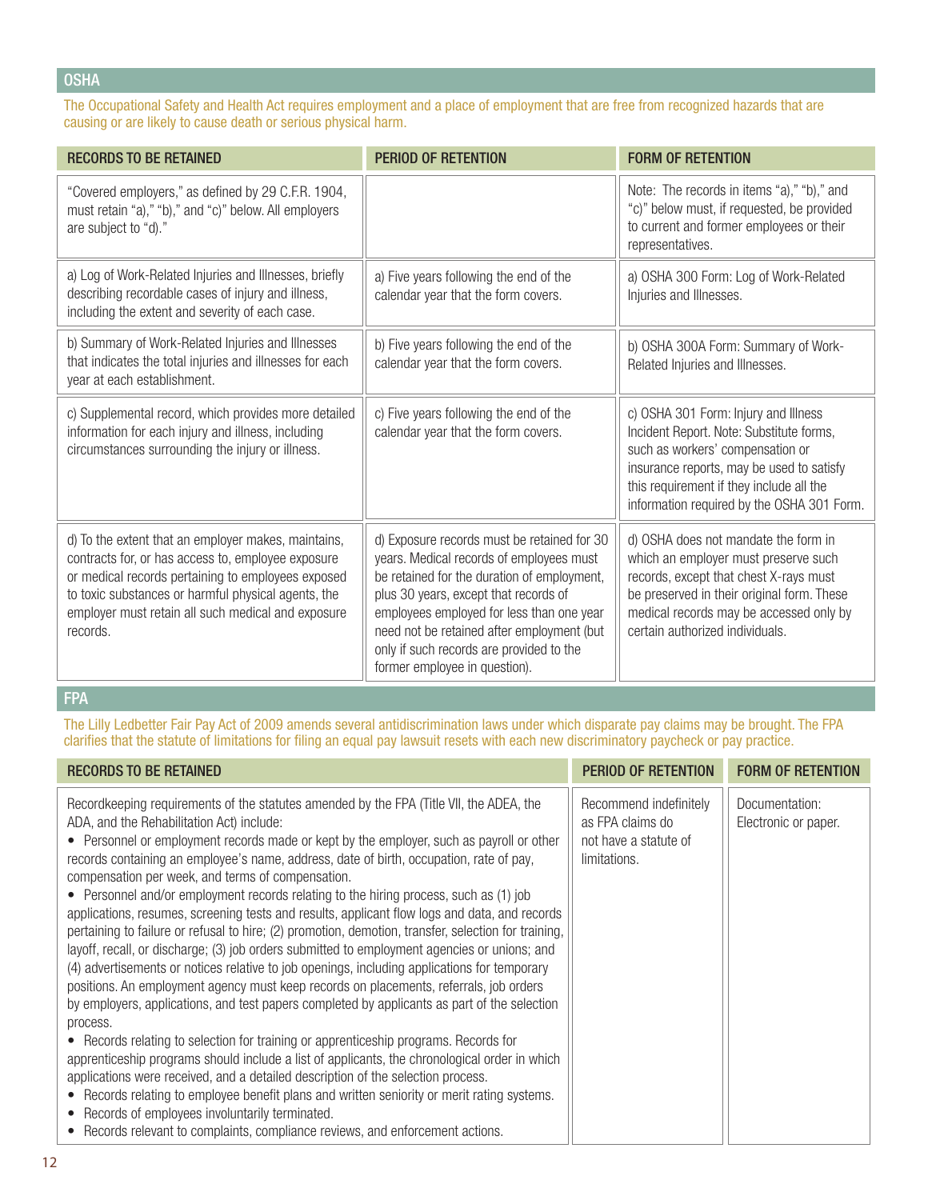## OSHA

The Occupational Safety and Health Act requires employment and a place of employment that are free from recognized hazards that are causing or are likely to cause death or serious physical harm.

| RECORDS TO BE RETAINED | PERIOD OF RETENTION | FORM OF RETENTION |
|---|---|---|
| "Covered employers," as defined by 29 C.F.R. 1904, must retain "a)," "b)," and "c)" below. All employers are subject to "d)." | | Note: The records in items "a)," "b)," and "c)" below must, if requested, be provided to current and former employees or their representatives. |
| a) Log of Work-Related Injuries and Illnesses, briefly describing recordable cases of injury and illness, including the extent and severity of each case. | a) Five years following the end of the calendar year that the form covers. | a) OSHA 300 Form: Log of Work-Related Injuries and Illnesses. |
| b) Summary of Work-Related Injuries and Illnesses that indicates the total injuries and illnesses for each year at each establishment. | b) Five years following the end of the calendar year that the form covers. | b) OSHA 300A Form: Summary of Work-Related Injuries and Illnesses. |
| c) Supplemental record, which provides more detailed information for each injury and illness, including circumstances surrounding the injury or illness. | c) Five years following the end of the calendar year that the form covers. | c) OSHA 301 Form: Injury and Illness Incident Report. Note: Substitute forms, such as workers' compensation or insurance reports, may be used to satisfy this requirement if they include all the information required by the OSHA 301 Form. |
| d) To the extent that an employer makes, maintains, contracts for, or has access to, employee exposure or medical records pertaining to employees exposed to toxic substances or harmful physical agents, the employer must retain all such medical and exposure records. | d) Exposure records must be retained for 30 years. Medical records of employees must be retained for the duration of employment, plus 30 years, except that records of employees employed for less than one year need not be retained after employment (but only if such records are provided to the former employee in question). | d) OSHA does not mandate the form in which an employer must preserve such records, except that chest X-rays must be preserved in their original form. These medical records may be accessed only by certain authorized individuals. |

## FPA

The Lilly Ledbetter Fair Pay Act of 2009 amends several antidiscrimination laws under which disparate pay claims may be brought. The FPA clarifies that the statute of limitations for filing an equal pay lawsuit resets with each new discriminatory paycheck or pay practice.

| RECORDS TO BE RETAINED | PERIOD OF RETENTION | FORM OF RETENTION |
|---|---|---|
| Recordkeeping requirements of the statutes amended by the FPA (Title VII, the ADEA, the ADA, and the Rehabilitation Act) include:<br>• Personnel or employment records made or kept by the employer, such as payroll or other records containing an employee's name, address, date of birth, occupation, rate of pay, compensation per week, and terms of compensation.<br>• Personnel and/or employment records relating to the hiring process, such as (1) job applications, resumes, screening tests and results, applicant flow logs and data, and records pertaining to failure or refusal to hire; (2) promotion, demotion, transfer, selection for training, layoff, recall, or discharge; (3) job orders submitted to employment agencies or unions; and (4) advertisements or notices relative to job openings, including applications for temporary positions. An employment agency must keep records on placements, referrals, job orders by employers, applications, and test papers completed by applicants as part of the selection process.<br>• Records relating to selection for training or apprenticeship programs. Records for apprenticeship programs should include a list of applicants, the chronological order in which applications were received, and a detailed description of the selection process.<br>• Records relating to employee benefit plans and written seniority or merit rating systems.<br>• Records of employees involuntarily terminated.<br>• Records relevant to complaints, compliance reviews, and enforcement actions. | Recommend indefinitely as FPA claims do not have a statute of limitations. | Documentation: Electronic or paper. |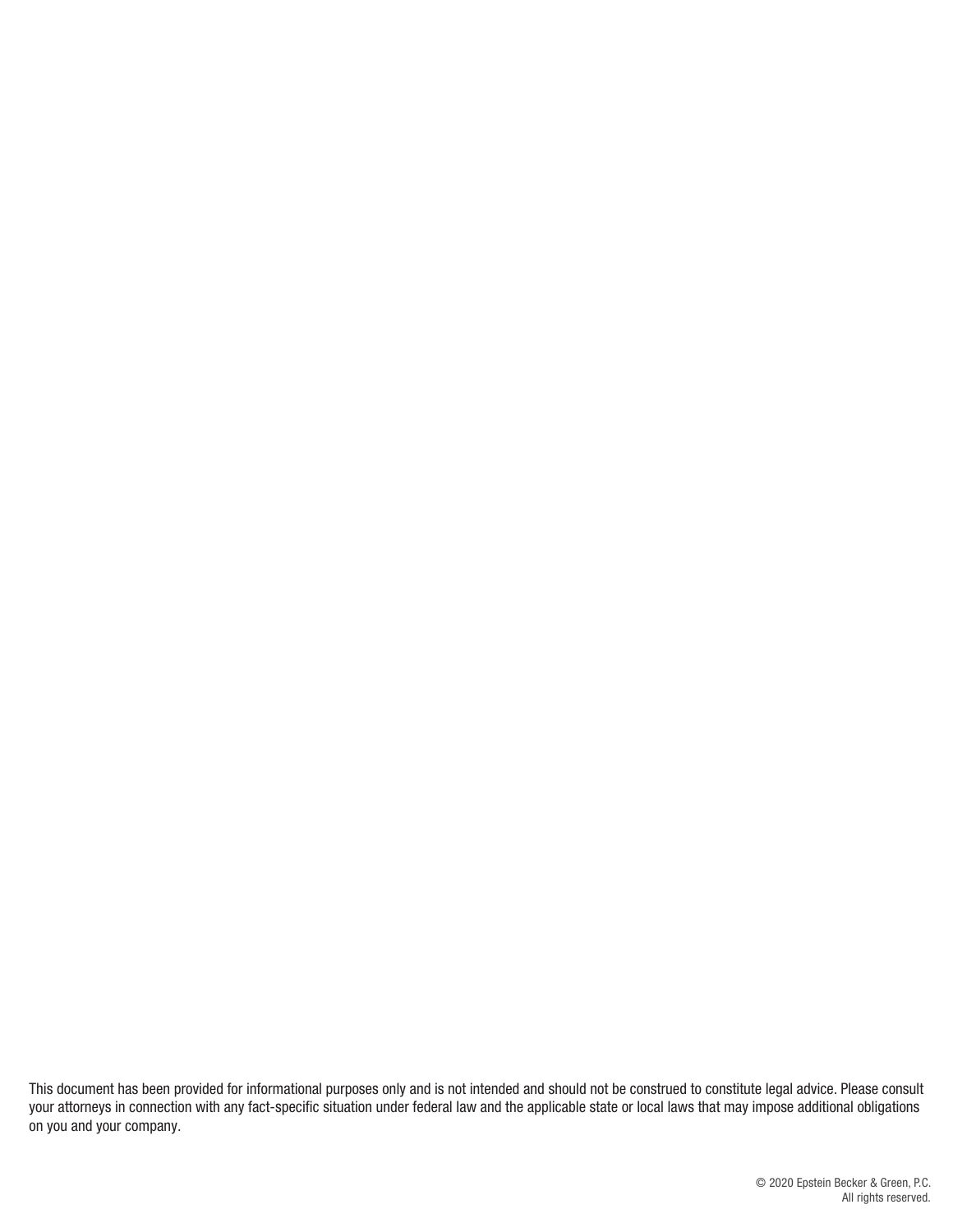This document has been provided for informational purposes only and is not intended and should not be construed to constitute legal advice. Please consult your attorneys in connection with any fact-specific situation under federal law and the applicable state or local laws that may impose additional obligations on you and your company.

© 2020 Epstein Becker & Green, P.C.
All rights reserved.